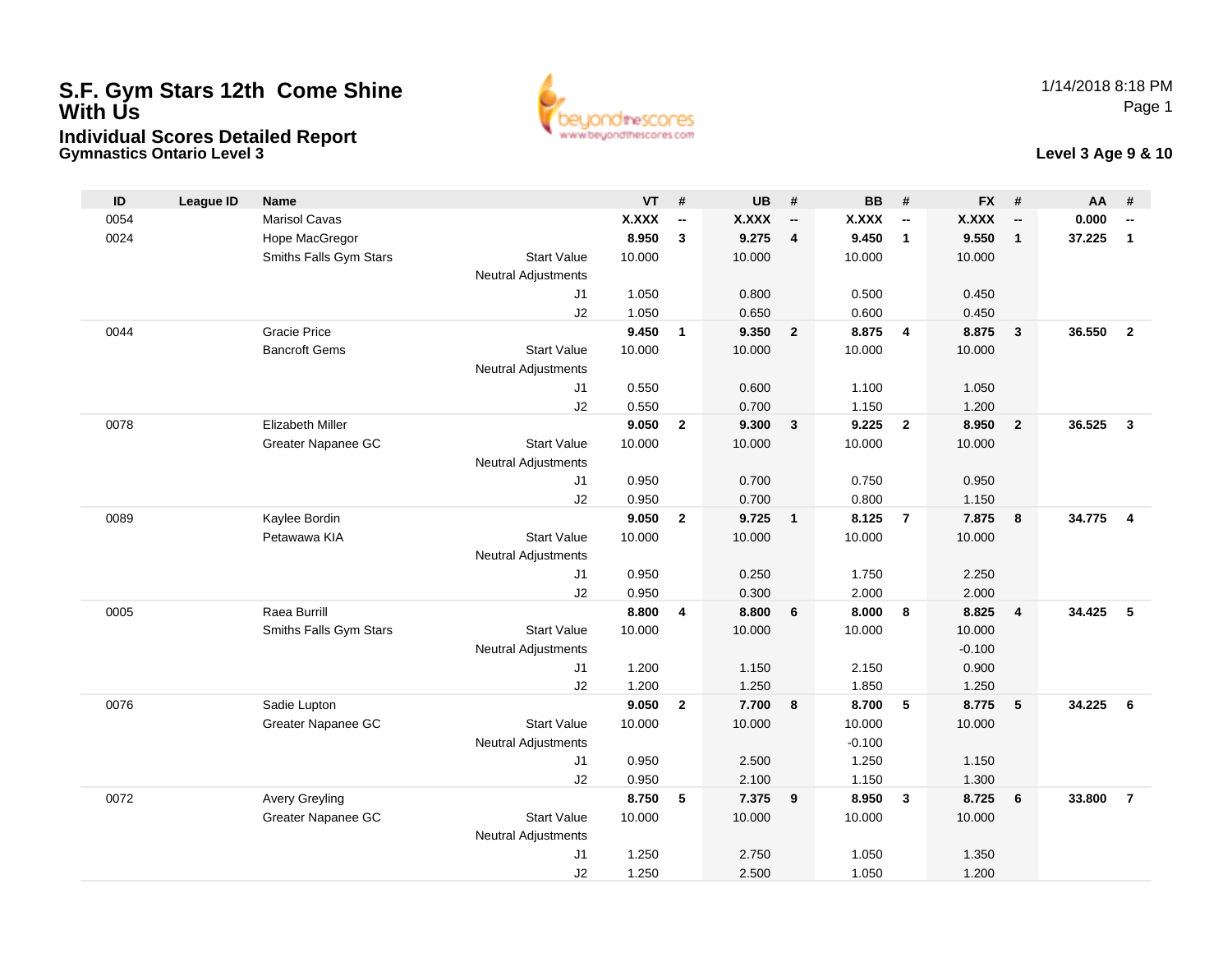# S.F. Gym Stars 12th Come Shine With Us

## Individual Scores Detailed Report

### Gymnastics Ontario Level 3

1/14/2018 8:18 PM

**Level 3 Age 9 & 10**

| ID | League ID | Name | | VT | # | UB | # | BB | # | FX | # | AA | # |
|---|---|---|---|---|---|---|---|---|---|---|---|---|---|
| 0054 | | Marisol Cavas | | **X.XXX** | **--** | **X.XXX** | **--** | **X.XXX** | **--** | **X.XXX** | **--** | **0.000** | **--** |
| 0024 | | Hope MacGregor | | **8.950** | **3** | **9.275** | **4** | **9.450** | **1** | **9.550** | **1** | **37.225** | **1** |
| | | Smiths Falls Gym Stars | Start Value | 10.000 | | 10.000 | | 10.000 | | 10.000 | | | |
| | | | Neutral Adjustments | | | | | | | | | | |
| | | | J1 | 1.050 | | 0.800 | | 0.500 | | 0.450 | | | |
| | | | J2 | 1.050 | | 0.650 | | 0.600 | | 0.450 | | | |
| 0044 | | Gracie Price | | **9.450** | **1** | **9.350** | **2** | **8.875** | **4** | **8.875** | **3** | **36.550** | **2** |
| | | Bancroft Gems | Start Value | 10.000 | | 10.000 | | 10.000 | | 10.000 | | | |
| | | | Neutral Adjustments | | | | | | | | | | |
| | | | J1 | 0.550 | | 0.600 | | 1.100 | | 1.050 | | | |
| | | | J2 | 0.550 | | 0.700 | | 1.150 | | 1.200 | | | |
| 0078 | | Elizabeth Miller | | **9.050** | **2** | **9.300** | **3** | **9.225** | **2** | **8.950** | **2** | **36.525** | **3** |
| | | Greater Napanee GC | Start Value | 10.000 | | 10.000 | | 10.000 | | 10.000 | | | |
| | | | Neutral Adjustments | | | | | | | | | | |
| | | | J1 | 0.950 | | 0.700 | | 0.750 | | 0.950 | | | |
| | | | J2 | 0.950 | | 0.700 | | 0.800 | | 1.150 | | | |
| 0089 | | Kaylee Bordin | | **9.050** | **2** | **9.725** | **1** | **8.125** | **7** | **7.875** | **8** | **34.775** | **4** |
| | | Petawawa KIA | Start Value | 10.000 | | 10.000 | | 10.000 | | 10.000 | | | |
| | | | Neutral Adjustments | | | | | | | | | | |
| | | | J1 | 0.950 | | 0.250 | | 1.750 | | 2.250 | | | |
| | | | J2 | 0.950 | | 0.300 | | 2.000 | | 2.000 | | | |
| 0005 | | Raea Burrill | | **8.800** | **4** | **8.800** | **6** | **8.000** | **8** | **8.825** | **4** | **34.425** | **5** |
| | | Smiths Falls Gym Stars | Start Value | 10.000 | | 10.000 | | 10.000 | | 10.000 | | | |
| | | | Neutral Adjustments | | | | | | | -0.100 | | | |
| | | | J1 | 1.200 | | 1.150 | | 2.150 | | 0.900 | | | |
| | | | J2 | 1.200 | | 1.250 | | 1.850 | | 1.250 | | | |
| 0076 | | Sadie Lupton | | **9.050** | **2** | **7.700** | **8** | **8.700** | **5** | **8.775** | **5** | **34.225** | **6** |
| | | Greater Napanee GC | Start Value | 10.000 | | 10.000 | | 10.000 | | 10.000 | | | |
| | | | Neutral Adjustments | | | | | -0.100 | | | | | |
| | | | J1 | 0.950 | | 2.500 | | 1.250 | | 1.150 | | | |
| | | | J2 | 0.950 | | 2.100 | | 1.150 | | 1.300 | | | |
| 0072 | | Avery Greyling | | **8.750** | **5** | **7.375** | **9** | **8.950** | **3** | **8.725** | **6** | **33.800** | **7** |
| | | Greater Napanee GC | Start Value | 10.000 | | 10.000 | | 10.000 | | 10.000 | | | |
| | | | Neutral Adjustments | | | | | | | | | | |
| | | | J1 | 1.250 | | 2.750 | | 1.050 | | 1.350 | | | |
| | | | J2 | 1.250 | | 2.500 | | 1.050 | | 1.200 | | | |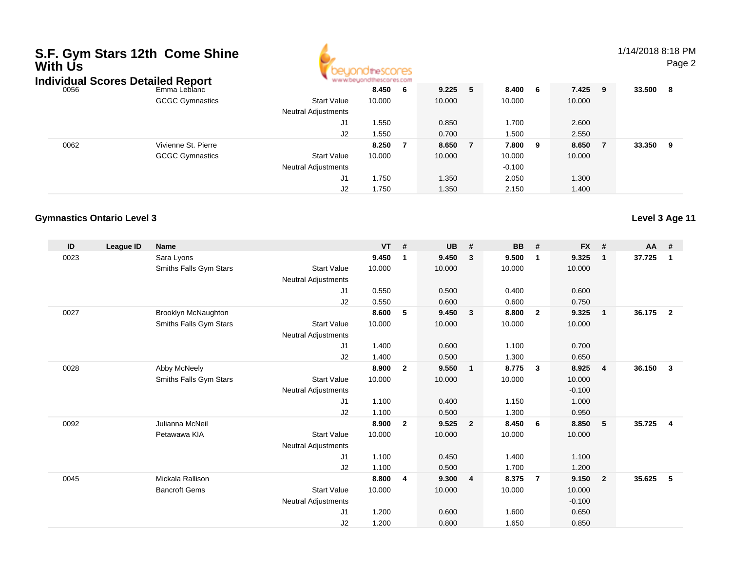# S.F. Gym Stars 12th Come Shine With Us

## Individual Scores Detailed Report

| ID | League ID | Name | | VT | # | UB | # | BB | # | FX | # | AA | # |
|---|---|---|---|---|---|---|---|---|---|---|---|---|---|
| 0056 | | Emma Leblanc | | **8.450** | **6** | **9.225** | **5** | **8.400** | **6** | **7.425** | **9** | **33.500** | **8** |
| | | GCGC Gymnastics | Start Value | 10.000 | | 10.000 | | 10.000 | | 10.000 | | | |
| | | | Neutral Adjustments | | | | | | | | | | |
| | | | J1 | 1.550 | | 0.850 | | 1.700 | | 2.600 | | | |
| | | | J2 | 1.550 | | 0.700 | | 1.500 | | 2.550 | | | |
| 0062 | | Vivienne St. Pierre | | **8.250** | **7** | **8.650** | **7** | **7.800** | **9** | **8.650** | **7** | **33.350** | **9** |
| | | GCGC Gymnastics | Start Value | 10.000 | | 10.000 | | 10.000 | | 10.000 | | | |
| | | | Neutral Adjustments | | | | | -0.100 | | | | | |
| | | | J1 | 1.750 | | 1.350 | | 2.050 | | 1.300 | | | |
| | | | J2 | 1.750 | | 1.350 | | 2.150 | | 1.400 | | | |

### Gymnastics Ontario Level 3

**Level 3 Age 11**

| ID | League ID | Name | | VT | # | UB | # | BB | # | FX | # | AA | # |
|---|---|---|---|---|---|---|---|---|---|---|---|---|---|
| 0023 | | Sara Lyons | | **9.450** | **1** | **9.450** | **3** | **9.500** | **1** | **9.325** | **1** | **37.725** | **1** |
| | | Smiths Falls Gym Stars | Start Value | 10.000 | | 10.000 | | 10.000 | | 10.000 | | | |
| | | | Neutral Adjustments | | | | | | | | | | |
| | | | J1 | 0.550 | | 0.500 | | 0.400 | | 0.600 | | | |
| | | | J2 | 0.550 | | 0.600 | | 0.600 | | 0.750 | | | |
| 0027 | | Brooklyn McNaughton | | **8.600** | **5** | **9.450** | **3** | **8.800** | **2** | **9.325** | **1** | **36.175** | **2** |
| | | Smiths Falls Gym Stars | Start Value | 10.000 | | 10.000 | | 10.000 | | 10.000 | | | |
| | | | Neutral Adjustments | | | | | | | | | | |
| | | | J1 | 1.400 | | 0.600 | | 1.100 | | 0.700 | | | |
| | | | J2 | 1.400 | | 0.500 | | 1.300 | | 0.650 | | | |
| 0028 | | Abby McNeely | | **8.900** | **2** | **9.550** | **1** | **8.775** | **3** | **8.925** | **4** | **36.150** | **3** |
| | | Smiths Falls Gym Stars | Start Value | 10.000 | | 10.000 | | 10.000 | | 10.000 | | | |
| | | | Neutral Adjustments | | | | | | | -0.100 | | | |
| | | | J1 | 1.100 | | 0.400 | | 1.150 | | 1.000 | | | |
| | | | J2 | 1.100 | | 0.500 | | 1.300 | | 0.950 | | | |
| 0092 | | Julianna McNeil | | **8.900** | **2** | **9.525** | **2** | **8.450** | **6** | **8.850** | **5** | **35.725** | **4** |
| | | Petawawa KIA | Start Value | 10.000 | | 10.000 | | 10.000 | | 10.000 | | | |
| | | | Neutral Adjustments | | | | | | | | | | |
| | | | J1 | 1.100 | | 0.450 | | 1.400 | | 1.100 | | | |
| | | | J2 | 1.100 | | 0.500 | | 1.700 | | 1.200 | | | |
| 0045 | | Mickala Rallison | | **8.800** | **4** | **9.300** | **4** | **8.375** | **7** | **9.150** | **2** | **35.625** | **5** |
| | | Bancroft Gems | Start Value | 10.000 | | 10.000 | | 10.000 | | 10.000 | | | |
| | | | Neutral Adjustments | | | | | | | -0.100 | | | |
| | | | J1 | 1.200 | | 0.600 | | 1.600 | | 0.650 | | | |
| | | | J2 | 1.200 | | 0.800 | | 1.650 | | 0.850 | | | |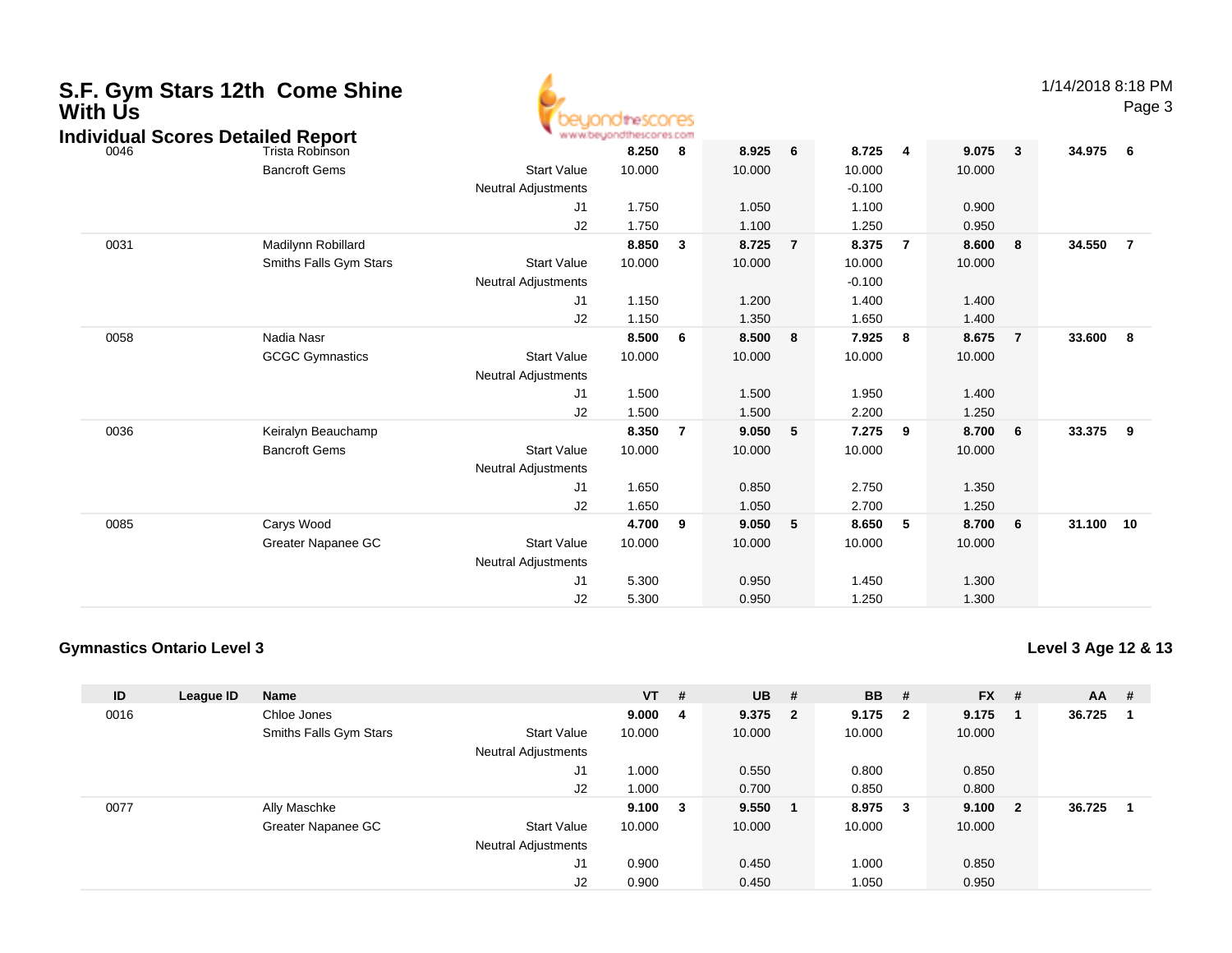# S.F. Gym Stars 12th Come Shine With Us

## Individual Scores Detailed Report

| ID | League ID | Name | | VT | # | UB | # | BB | # | FX | # | AA | # |
|---|---|---|---|---|---|---|---|---|---|---|---|---|---|
| 0046 | | Trista Robinson | | **8.250** | **8** | **8.925** | **6** | **8.725** | **4** | **9.075** | **3** | **34.975** | **6** |
| | | Bancroft Gems | Start Value | 10.000 | | 10.000 | | 10.000 | | 10.000 | | | |
| | | | Neutral Adjustments | | | | | -0.100 | | | | | |
| | | | J1 | 1.750 | | 1.050 | | 1.100 | | 0.900 | | | |
| | | | J2 | 1.750 | | 1.100 | | 1.250 | | 0.950 | | | |
| 0031 | | Madilynn Robillard | | **8.850** | **3** | **8.725** | **7** | **8.375** | **7** | **8.600** | **8** | **34.550** | **7** |
| | | Smiths Falls Gym Stars | Start Value | 10.000 | | 10.000 | | 10.000 | | 10.000 | | | |
| | | | Neutral Adjustments | | | | | -0.100 | | | | | |
| | | | J1 | 1.150 | | 1.200 | | 1.400 | | 1.400 | | | |
| | | | J2 | 1.150 | | 1.350 | | 1.650 | | 1.400 | | | |
| 0058 | | Nadia Nasr | | **8.500** | **6** | **8.500** | **8** | **7.925** | **8** | **8.675** | **7** | **33.600** | **8** |
| | | GCGC Gymnastics | Start Value | 10.000 | | 10.000 | | 10.000 | | 10.000 | | | |
| | | | Neutral Adjustments | | | | | | | | | | |
| | | | J1 | 1.500 | | 1.500 | | 1.950 | | 1.400 | | | |
| | | | J2 | 1.500 | | 1.500 | | 2.200 | | 1.250 | | | |
| 0036 | | Keiralyn Beauchamp | | **8.350** | **7** | **9.050** | **5** | **7.275** | **9** | **8.700** | **6** | **33.375** | **9** |
| | | Bancroft Gems | Start Value | 10.000 | | 10.000 | | 10.000 | | 10.000 | | | |
| | | | Neutral Adjustments | | | | | | | | | | |
| | | | J1 | 1.650 | | 0.850 | | 2.750 | | 1.350 | | | |
| | | | J2 | 1.650 | | 1.050 | | 2.700 | | 1.250 | | | |
| 0085 | | Carys Wood | | **4.700** | **9** | **9.050** | **5** | **8.650** | **5** | **8.700** | **6** | **31.100** | **10** |
| | | Greater Napanee GC | Start Value | 10.000 | | 10.000 | | 10.000 | | 10.000 | | | |
| | | | Neutral Adjustments | | | | | | | | | | |
| | | | J1 | 5.300 | | 0.950 | | 1.450 | | 1.300 | | | |
| | | | J2 | 5.300 | | 0.950 | | 1.250 | | 1.300 | | | |

**Gymnastics Ontario Level 3** — **Level 3 Age 12 & 13**

| ID | League ID | Name | | VT | # | UB | # | BB | # | FX | # | AA | # |
|---|---|---|---|---|---|---|---|---|---|---|---|---|---|
| 0016 | | Chloe Jones | | **9.000** | **4** | **9.375** | **2** | **9.175** | **2** | **9.175** | **1** | **36.725** | **1** |
| | | Smiths Falls Gym Stars | Start Value | 10.000 | | 10.000 | | 10.000 | | 10.000 | | | |
| | | | Neutral Adjustments | | | | | | | | | | |
| | | | J1 | 1.000 | | 0.550 | | 0.800 | | 0.850 | | | |
| | | | J2 | 1.000 | | 0.700 | | 0.850 | | 0.800 | | | |
| 0077 | | Ally Maschke | | **9.100** | **3** | **9.550** | **1** | **8.975** | **3** | **9.100** | **2** | **36.725** | **1** |
| | | Greater Napanee GC | Start Value | 10.000 | | 10.000 | | 10.000 | | 10.000 | | | |
| | | | Neutral Adjustments | | | | | | | | | | |
| | | | J1 | 0.900 | | 0.450 | | 1.000 | | 0.850 | | | |
| | | | J2 | 0.900 | | 0.450 | | 1.050 | | 0.950 | | | |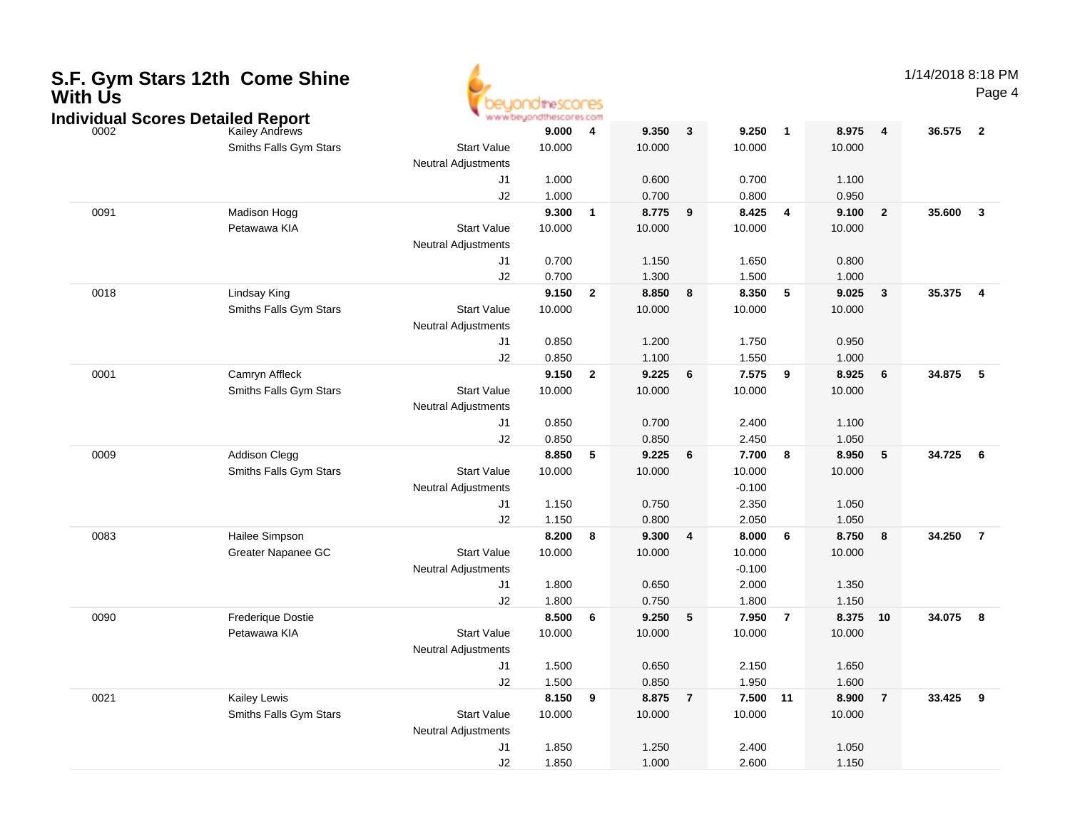# S.F. Gym Stars 12th Come Shine With Us

## Individual Scores Detailed Report

1/14/2018 8:18 PM

| # | Name / Club | | Score 1 | Rk | Score 2 | Rk | Score 3 | Rk | Score 4 | Rk | AA | Rk |
|---|---|---|---|---|---|---|---|---|---|---|---|---|
| 0002 | Kailey Andrews | | **9.000** | **4** | **9.350** | **3** | **9.250** | **1** | **8.975** | **4** | **36.575** | **2** |
| | Smiths Falls Gym Stars | Start Value | 10.000 | | 10.000 | | 10.000 | | 10.000 | | | |
| | | Neutral Adjustments | | | | | | | | | | |
| | | J1 | 1.000 | | 0.600 | | 0.700 | | 1.100 | | | |
| | | J2 | 1.000 | | 0.700 | | 0.800 | | 0.950 | | | |
| 0091 | Madison Hogg | | **9.300** | **1** | **8.775** | **9** | **8.425** | **4** | **9.100** | **2** | **35.600** | **3** |
| | Petawawa KIA | Start Value | 10.000 | | 10.000 | | 10.000 | | 10.000 | | | |
| | | Neutral Adjustments | | | | | | | | | | |
| | | J1 | 0.700 | | 1.150 | | 1.650 | | 0.800 | | | |
| | | J2 | 0.700 | | 1.300 | | 1.500 | | 1.000 | | | |
| 0018 | Lindsay King | | **9.150** | **2** | **8.850** | **8** | **8.350** | **5** | **9.025** | **3** | **35.375** | **4** |
| | Smiths Falls Gym Stars | Start Value | 10.000 | | 10.000 | | 10.000 | | 10.000 | | | |
| | | Neutral Adjustments | | | | | | | | | | |
| | | J1 | 0.850 | | 1.200 | | 1.750 | | 0.950 | | | |
| | | J2 | 0.850 | | 1.100 | | 1.550 | | 1.000 | | | |
| 0001 | Camryn Affleck | | **9.150** | **2** | **9.225** | **6** | **7.575** | **9** | **8.925** | **6** | **34.875** | **5** |
| | Smiths Falls Gym Stars | Start Value | 10.000 | | 10.000 | | 10.000 | | 10.000 | | | |
| | | Neutral Adjustments | | | | | | | | | | |
| | | J1 | 0.850 | | 0.700 | | 2.400 | | 1.100 | | | |
| | | J2 | 0.850 | | 0.850 | | 2.450 | | 1.050 | | | |
| 0009 | Addison Clegg | | **8.850** | **5** | **9.225** | **6** | **7.700** | **8** | **8.950** | **5** | **34.725** | **6** |
| | Smiths Falls Gym Stars | Start Value | 10.000 | | 10.000 | | 10.000 | | 10.000 | | | |
| | | Neutral Adjustments | | | | | -0.100 | | | | | |
| | | J1 | 1.150 | | 0.750 | | 2.350 | | 1.050 | | | |
| | | J2 | 1.150 | | 0.800 | | 2.050 | | 1.050 | | | |
| 0083 | Hailee Simpson | | **8.200** | **8** | **9.300** | **4** | **8.000** | **6** | **8.750** | **8** | **34.250** | **7** |
| | Greater Napanee GC | Start Value | 10.000 | | 10.000 | | 10.000 | | 10.000 | | | |
| | | Neutral Adjustments | | | | | -0.100 | | | | | |
| | | J1 | 1.800 | | 0.650 | | 2.000 | | 1.350 | | | |
| | | J2 | 1.800 | | 0.750 | | 1.800 | | 1.150 | | | |
| 0090 | Frederique Dostie | | **8.500** | **6** | **9.250** | **5** | **7.950** | **7** | **8.375** | **10** | **34.075** | **8** |
| | Petawawa KIA | Start Value | 10.000 | | 10.000 | | 10.000 | | 10.000 | | | |
| | | Neutral Adjustments | | | | | | | | | | |
| | | J1 | 1.500 | | 0.650 | | 2.150 | | 1.650 | | | |
| | | J2 | 1.500 | | 0.850 | | 1.950 | | 1.600 | | | |
| 0021 | Kailey Lewis | | **8.150** | **9** | **8.875** | **7** | **7.500** | **11** | **8.900** | **7** | **33.425** | **9** |
| | Smiths Falls Gym Stars | Start Value | 10.000 | | 10.000 | | 10.000 | | 10.000 | | | |
| | | Neutral Adjustments | | | | | | | | | | |
| | | J1 | 1.850 | | 1.250 | | 2.400 | | 1.050 | | | |
| | | J2 | 1.850 | | 1.000 | | 2.600 | | 1.150 | | | |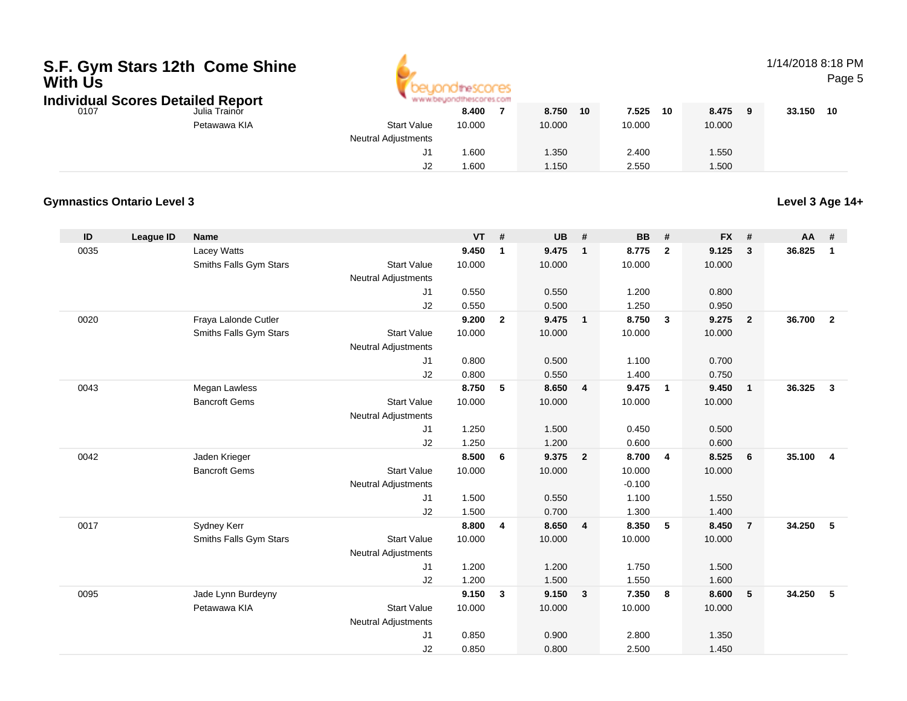# S.F. Gym Stars 12th Come Shine With Us

## Individual Scores Detailed Report

| ID | League ID | Name | | VT | # | UB | # | BB | # | FX | # | AA | # |
|---|---|---|---|---|---|---|---|---|---|---|---|---|---|
| 0107 | | Julia Trainor | | 8.400 | 7 | 8.750 | 10 | 7.525 | 10 | 8.475 | 9 | 33.150 | 10 |
| | | Petawawa KIA | Start Value | 10.000 | | 10.000 | | 10.000 | | 10.000 | | | |
| | | | Neutral Adjustments | | | | | | | | | | |
| | | | J1 | 1.600 | | 1.350 | | 2.400 | | 1.550 | | | |
| | | | J2 | 1.600 | | 1.150 | | 2.550 | | 1.500 | | | |

### Gymnastics Ontario Level 3

**Level 3 Age 14+**

| ID | League ID | Name | | VT | # | UB | # | BB | # | FX | # | AA | # |
|---|---|---|---|---|---|---|---|---|---|---|---|---|---|
| 0035 | | Lacey Watts | | 9.450 | 1 | 9.475 | 1 | 8.775 | 2 | 9.125 | 3 | 36.825 | 1 |
| | | Smiths Falls Gym Stars | Start Value | 10.000 | | 10.000 | | 10.000 | | 10.000 | | | |
| | | | Neutral Adjustments | | | | | | | | | | |
| | | | J1 | 0.550 | | 0.550 | | 1.200 | | 0.800 | | | |
| | | | J2 | 0.550 | | 0.500 | | 1.250 | | 0.950 | | | |
| 0020 | | Fraya Lalonde Cutler | | 9.200 | 2 | 9.475 | 1 | 8.750 | 3 | 9.275 | 2 | 36.700 | 2 |
| | | Smiths Falls Gym Stars | Start Value | 10.000 | | 10.000 | | 10.000 | | 10.000 | | | |
| | | | Neutral Adjustments | | | | | | | | | | |
| | | | J1 | 0.800 | | 0.500 | | 1.100 | | 0.700 | | | |
| | | | J2 | 0.800 | | 0.550 | | 1.400 | | 0.750 | | | |
| 0043 | | Megan Lawless | | 8.750 | 5 | 8.650 | 4 | 9.475 | 1 | 9.450 | 1 | 36.325 | 3 |
| | | Bancroft Gems | Start Value | 10.000 | | 10.000 | | 10.000 | | 10.000 | | | |
| | | | Neutral Adjustments | | | | | | | | | | |
| | | | J1 | 1.250 | | 1.500 | | 0.450 | | 0.500 | | | |
| | | | J2 | 1.250 | | 1.200 | | 0.600 | | 0.600 | | | |
| 0042 | | Jaden Krieger | | 8.500 | 6 | 9.375 | 2 | 8.700 | 4 | 8.525 | 6 | 35.100 | 4 |
| | | Bancroft Gems | Start Value | 10.000 | | 10.000 | | 10.000 | | 10.000 | | | |
| | | | Neutral Adjustments | | | | | -0.100 | | | | | |
| | | | J1 | 1.500 | | 0.550 | | 1.100 | | 1.550 | | | |
| | | | J2 | 1.500 | | 0.700 | | 1.300 | | 1.400 | | | |
| 0017 | | Sydney Kerr | | 8.800 | 4 | 8.650 | 4 | 8.350 | 5 | 8.450 | 7 | 34.250 | 5 |
| | | Smiths Falls Gym Stars | Start Value | 10.000 | | 10.000 | | 10.000 | | 10.000 | | | |
| | | | Neutral Adjustments | | | | | | | | | | |
| | | | J1 | 1.200 | | 1.200 | | 1.750 | | 1.500 | | | |
| | | | J2 | 1.200 | | 1.500 | | 1.550 | | 1.600 | | | |
| 0095 | | Jade Lynn Burdeyny | | 9.150 | 3 | 9.150 | 3 | 7.350 | 8 | 8.600 | 5 | 34.250 | 5 |
| | | Petawawa KIA | Start Value | 10.000 | | 10.000 | | 10.000 | | 10.000 | | | |
| | | | Neutral Adjustments | | | | | | | | | | |
| | | | J1 | 0.850 | | 0.900 | | 2.800 | | 1.350 | | | |
| | | | J2 | 0.850 | | 0.800 | | 2.500 | | 1.450 | | | |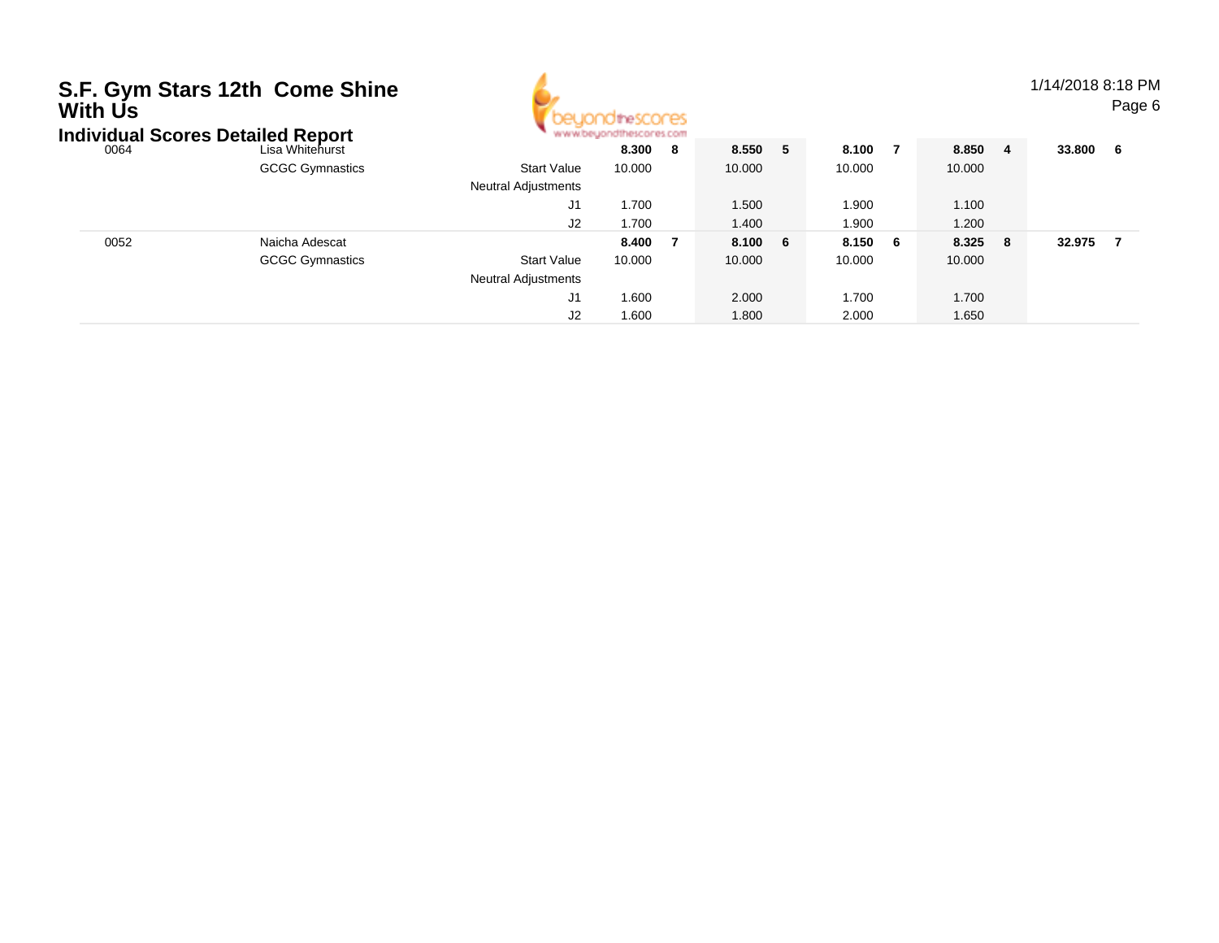# S.F. Gym Stars 12th Come Shine With Us

## Individual Scores Detailed Report

1/14/2018 8:18 PM

| | | | | | | | | | | | | |
|---|---|---|---|---|---|---|---|---|---|---|---|---|
| 0064 | Lisa Whitehurst | | 8.300 | 8 | 8.550 | 5 | 8.100 | 7 | 8.850 | 4 | 33.800 | 6 |
| | GCGC Gymnastics | Start Value | 10.000 | | 10.000 | | 10.000 | | 10.000 | | | |
| | | Neutral Adjustments | | | | | | | | | | |
| | | J1 | 1.700 | | 1.500 | | 1.900 | | 1.100 | | | |
| | | J2 | 1.700 | | 1.400 | | 1.900 | | 1.200 | | | |
| 0052 | Naicha Adescat | | 8.400 | 7 | 8.100 | 6 | 8.150 | 6 | 8.325 | 8 | 32.975 | 7 |
| | GCGC Gymnastics | Start Value | 10.000 | | 10.000 | | 10.000 | | 10.000 | | | |
| | | Neutral Adjustments | | | | | | | | | | |
| | | J1 | 1.600 | | 2.000 | | 1.700 | | 1.700 | | | |
| | | J2 | 1.600 | | 1.800 | | 2.000 | | 1.650 | | | |